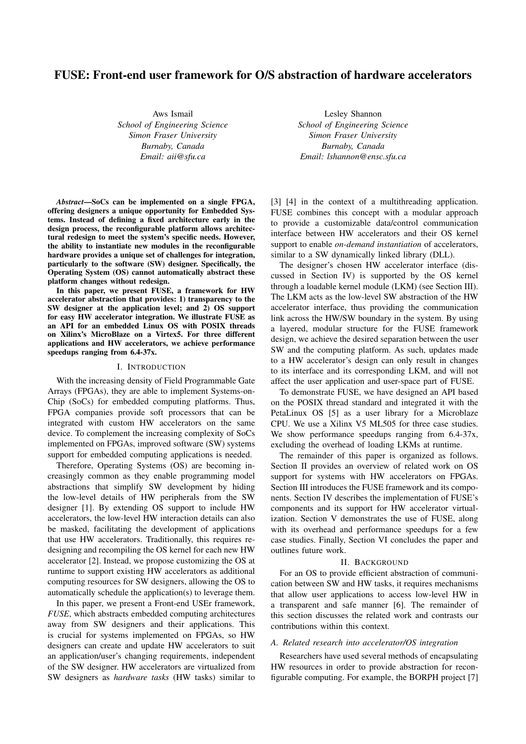# FUSE: Front-end user framework for O/S abstraction of hardware accelerators

Aws Ismail
*School of Engineering Science*
*Simon Fraser University*
*Burnaby, Canada*
*Email: aii@sfu.ca*

Lesley Shannon
*School of Engineering Science*
*Simon Fraser University*
*Burnaby, Canada*
*Email: lshannon@ensc.sfu.ca*

***Abstract*—SoCs can be implemented on a single FPGA, offering designers a unique opportunity for Embedded Systems. Instead of defining a fixed architecture early in the design process, the reconfigurable platform allows architectural redesign to meet the system's specific needs. However, the ability to instantiate new modules in the reconfigurable hardware provides a unique set of challenges for integration, particularly to the software (SW) designer. Specifically, the Operating System (OS) cannot automatically abstract these platform changes without redesign.**

**In this paper, we present FUSE, a framework for HW accelerator abstraction that provides: 1) transparency to the SW designer at the application level; and 2) OS support for easy HW accelerator integration. We illustrate FUSE as an API for an embedded Linux OS with POSIX threads on Xilinx's MicroBlaze on a Virtex5. For three different applications and HW accelerators, we achieve performance speedups ranging from 6.4-37x.**

## I. Introduction

With the increasing density of Field Programmable Gate Arrays (FPGAs), they are able to implement Systems-on-Chip (SoCs) for embedded computing platforms. Thus, FPGA companies provide soft processors that can be integrated with custom HW accelerators on the same device. To complement the increasing complexity of SoCs implemented on FPGAs, improved software (SW) systems support for embedded computing applications is needed.

Therefore, Operating Systems (OS) are becoming increasingly common as they enable programming model abstractions that simplify SW development by hiding the low-level details of HW peripherals from the SW designer [1]. By extending OS support to include HW accelerators, the low-level HW interaction details can also be masked, facilitating the development of applications that use HW accelerators. Traditionally, this requires redesigning and recompiling the OS kernel for each new HW accelerator [2]. Instead, we propose customizing the OS at runtime to support existing HW accelerators as additional computing resources for SW designers, allowing the OS to automatically schedule the application(s) to leverage them.

In this paper, we present a Front-end USEr framework, *FUSE*, which abstracts embedded computing architectures away from SW designers and their applications. This is crucial for systems implemented on FPGAs, so HW designers can create and update HW accelerators to suit an application/user's changing requirements, independent of the SW designer. HW accelerators are virtualized from SW designers as *hardware tasks* (HW tasks) similar to [3] [4] in the context of a multithreading application. FUSE combines this concept with a modular approach to provide a customizable data/control communication interface between HW accelerators and their OS kernel support to enable *on-demand instantiation* of accelerators, similar to a SW dynamically linked library (DLL).

The designer's chosen HW accelerator interface (discussed in Section IV) is supported by the OS kernel through a loadable kernel module (LKM) (see Section III). The LKM acts as the low-level SW abstraction of the HW accelerator interface, thus providing the communication link across the HW/SW boundary in the system. By using a layered, modular structure for the FUSE framework design, we achieve the desired separation between the user SW and the computing platform. As such, updates made to a HW accelerator's design can only result in changes to its interface and its corresponding LKM, and will not affect the user application and user-space part of FUSE.

To demonstrate FUSE, we have designed an API based on the POSIX thread standard and integrated it with the PetaLinux OS [5] as a user library for a Microblaze CPU. We use a Xilinx V5 ML505 for three case studies. We show performance speedups ranging from 6.4-37x, excluding the overhead of loading LKMs at runtime.

The remainder of this paper is organized as follows. Section II provides an overview of related work on OS support for systems with HW accelerators on FPGAs. Section III introduces the FUSE framework and its components. Section IV describes the implementation of FUSE's components and its support for HW accelerator virtualization. Section V demonstrates the use of FUSE, along with its overhead and performance speedups for a few case studies. Finally, Section VI concludes the paper and outlines future work.

## II. Background

For an OS to provide efficient abstraction of communication between SW and HW tasks, it requires mechanisms that allow user applications to access low-level HW in a transparent and safe manner [6]. The remainder of this section discusses the related work and contrasts our contributions within this context.

### *A. Related research into accelerator/OS integration*

Researchers have used several methods of encapsulating HW resources in order to provide abstraction for reconfigurable computing. For example, the BORPH project [7]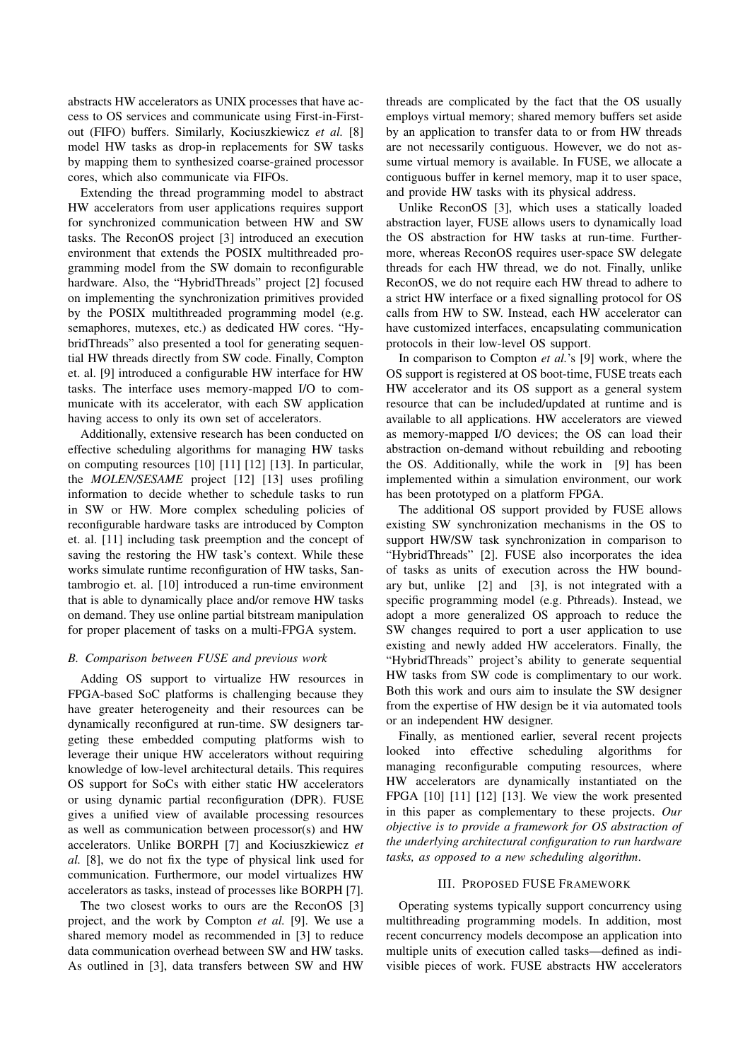abstracts HW accelerators as UNIX processes that have access to OS services and communicate using First-in-First-out (FIFO) buffers. Similarly, Kociuszkiewicz *et al.* [8] model HW tasks as drop-in replacements for SW tasks by mapping them to synthesized coarse-grained processor cores, which also communicate via FIFOs.

Extending the thread programming model to abstract HW accelerators from user applications requires support for synchronized communication between HW and SW tasks. The ReconOS project [3] introduced an execution environment that extends the POSIX multithreaded programming model from the SW domain to reconfigurable hardware. Also, the "HybridThreads" project [2] focused on implementing the synchronization primitives provided by the POSIX multithreaded programming model (e.g. semaphores, mutexes, etc.) as dedicated HW cores. "HybridThreads" also presented a tool for generating sequential HW threads directly from SW code. Finally, Compton et. al. [9] introduced a configurable HW interface for HW tasks. The interface uses memory-mapped I/O to communicate with its accelerator, with each SW application having access to only its own set of accelerators.

Additionally, extensive research has been conducted on effective scheduling algorithms for managing HW tasks on computing resources [10] [11] [12] [13]. In particular, the *MOLEN/SESAME* project [12] [13] uses profiling information to decide whether to schedule tasks to run in SW or HW. More complex scheduling policies of reconfigurable hardware tasks are introduced by Compton et. al. [11] including task preemption and the concept of saving the restoring the HW task's context. While these works simulate runtime reconfiguration of HW tasks, Santambrogio et. al. [10] introduced a run-time environment that is able to dynamically place and/or remove HW tasks on demand. They use online partial bitstream manipulation for proper placement of tasks on a multi-FPGA system.

### B. Comparison between FUSE and previous work

Adding OS support to virtualize HW resources in FPGA-based SoC platforms is challenging because they have greater heterogeneity and their resources can be dynamically reconfigured at run-time. SW designers targeting these embedded computing platforms wish to leverage their unique HW accelerators without requiring knowledge of low-level architectural details. This requires OS support for SoCs with either static HW accelerators or using dynamic partial reconfiguration (DPR). FUSE gives a unified view of available processing resources as well as communication between processor(s) and HW accelerators. Unlike BORPH [7] and Kociuszkiewicz *et al.* [8], we do not fix the type of physical link used for communication. Furthermore, our model virtualizes HW accelerators as tasks, instead of processes like BORPH [7].

The two closest works to ours are the ReconOS [3] project, and the work by Compton *et al.* [9]. We use a shared memory model as recommended in [3] to reduce data communication overhead between SW and HW tasks. As outlined in [3], data transfers between SW and HW threads are complicated by the fact that the OS usually employs virtual memory; shared memory buffers set aside by an application to transfer data to or from HW threads are not necessarily contiguous. However, we do not assume virtual memory is available. In FUSE, we allocate a contiguous buffer in kernel memory, map it to user space, and provide HW tasks with its physical address.

Unlike ReconOS [3], which uses a statically loaded abstraction layer, FUSE allows users to dynamically load the OS abstraction for HW tasks at run-time. Furthermore, whereas ReconOS requires user-space SW delegate threads for each HW thread, we do not. Finally, unlike ReconOS, we do not require each HW thread to adhere to a strict HW interface or a fixed signalling protocol for OS calls from HW to SW. Instead, each HW accelerator can have customized interfaces, encapsulating communication protocols in their low-level OS support.

In comparison to Compton *et al.*'s [9] work, where the OS support is registered at OS boot-time, FUSE treats each HW accelerator and its OS support as a general system resource that can be included/updated at runtime and is available to all applications. HW accelerators are viewed as memory-mapped I/O devices; the OS can load their abstraction on-demand without rebuilding and rebooting the OS. Additionally, while the work in [9] has been implemented within a simulation environment, our work has been prototyped on a platform FPGA.

The additional OS support provided by FUSE allows existing SW synchronization mechanisms in the OS to support HW/SW task synchronization in comparison to "HybridThreads" [2]. FUSE also incorporates the idea of tasks as units of execution across the HW boundary but, unlike [2] and [3], is not integrated with a specific programming model (e.g. Pthreads). Instead, we adopt a more generalized OS approach to reduce the SW changes required to port a user application to use existing and newly added HW accelerators. Finally, the "HybridThreads" project's ability to generate sequential HW tasks from SW code is complimentary to our work. Both this work and ours aim to insulate the SW designer from the expertise of HW design be it via automated tools or an independent HW designer.

Finally, as mentioned earlier, several recent projects looked into effective scheduling algorithms for managing reconfigurable computing resources, where HW accelerators are dynamically instantiated on the FPGA [10] [11] [12] [13]. We view the work presented in this paper as complementary to these projects. *Our objective is to provide a framework for OS abstraction of the underlying architectural configuration to run hardware tasks, as opposed to a new scheduling algorithm*.

## III. Proposed FUSE Framework

Operating systems typically support concurrency using multithreading programming models. In addition, most recent concurrency models decompose an application into multiple units of execution called tasks—defined as indivisible pieces of work. FUSE abstracts HW accelerators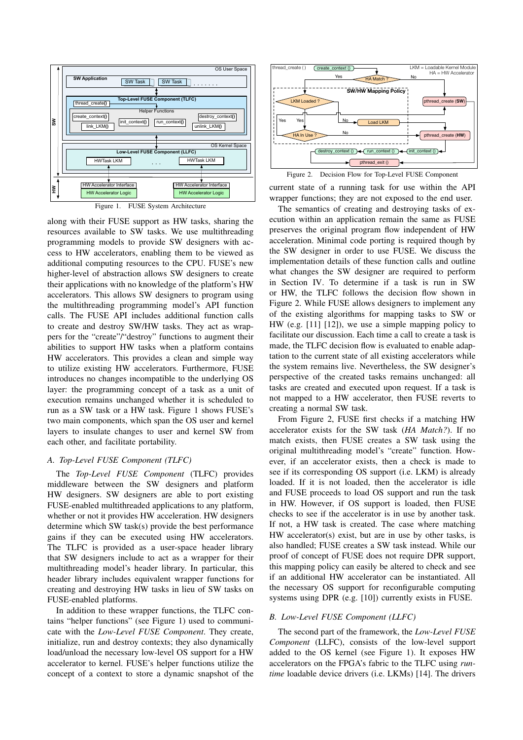Figure 1. FUSE System Architecture

along with their FUSE support as HW tasks, sharing the resources available to SW tasks. We use multithreading programming models to provide SW designers with access to HW accelerators, enabling them to be viewed as additional computing resources to the CPU. FUSE's new higher-level of abstraction allows SW designers to create their applications with no knowledge of the platform's HW accelerators. This allows SW designers to program using the multithreading programming model's API function calls. The FUSE API includes additional function calls to create and destroy SW/HW tasks. They act as wrappers for the "create"/"destroy" functions to augment their abilities to support HW tasks when a platform contains HW accelerators. This provides a clean and simple way to utilize existing HW accelerators. Furthermore, FUSE introduces no changes incompatible to the underlying OS layer: the programming concept of a task as a unit of execution remains unchanged whether it is scheduled to run as a SW task or a HW task. Figure 1 shows FUSE's two main components, which span the OS user and kernel layers to insulate changes to user and kernel SW from each other, and facilitate portability.

### A. Top-Level FUSE Component (TLFC)

The *Top-Level FUSE Component* (TLFC) provides middleware between the SW designers and platform HW designers. SW designers are able to port existing FUSE-enabled multithreaded applications to any platform, whether or not it provides HW acceleration. HW designers determine which SW task(s) provide the best performance gains if they can be executed using HW accelerators. The TLFC is provided as a user-space header library that SW designers include to act as a wrapper for their multithreading model's header library. In particular, this header library includes equivalent wrapper functions for creating and destroying HW tasks in lieu of SW tasks on FUSE-enabled platforms.

In addition to these wrapper functions, the TLFC contains "helper functions" (see Figure 1) used to communicate with the *Low-Level FUSE Component*. They create, initialize, run and destroy contexts; they also dynamically load/unload the necessary low-level OS support for a HW accelerator to kernel. FUSE's helper functions utilize the concept of a context to store a dynamic snapshot of the current state of a running task for use within the API wrapper functions; they are not exposed to the end user.

Figure 2. Decision Flow for Top-Level FUSE Component

The semantics of creating and destroying tasks of execution within an application remain the same as FUSE preserves the original program flow independent of HW acceleration. Minimal code porting is required though by the SW designer in order to use FUSE. We discuss the implementation details of these function calls and outline what changes the SW designer are required to perform in Section IV. To determine if a task is run in SW or HW, the TLFC follows the decision flow shown in Figure 2. While FUSE allows designers to implement any of the existing algorithms for mapping tasks to SW or HW (e.g. [11] [12]), we use a simple mapping policy to facilitate our discussion. Each time a call to create a task is made, the TLFC decision flow is evaluated to enable adaptation to the current state of all existing accelerators while the system remains live. Nevertheless, the SW designer's perspective of the created tasks remains unchanged: all tasks are created and executed upon request. If a task is not mapped to a HW accelerator, then FUSE reverts to creating a normal SW task.

From Figure 2, FUSE first checks if a matching HW accelerator exists for the SW task (*HA Match?*). If no match exists, then FUSE creates a SW task using the original multithreading model's "create" function. However, if an accelerator exists, then a check is made to see if its corresponding OS support (i.e. LKM) is already loaded. If it is not loaded, then the accelerator is idle and FUSE proceeds to load OS support and run the task in HW. However, if OS support is loaded, then FUSE checks to see if the accelerator is in use by another task. If not, a HW task is created. The case where matching HW accelerator(s) exist, but are in use by other tasks, is also handled; FUSE creates a SW task instead. While our proof of concept of FUSE does not require DPR support, this mapping policy can easily be altered to check and see if an additional HW accelerator can be instantiated. All the necessary OS support for reconfigurable computing systems using DPR (e.g. [10]) currently exists in FUSE.

### B. Low-Level FUSE Component (LLFC)

The second part of the framework, the *Low-Level FUSE Component* (LLFC), consists of the low-level support added to the OS kernel (see Figure 1). It exposes HW accelerators on the FPGA's fabric to the TLFC using *run-time* loadable device drivers (i.e. LKMs) [14]. The drivers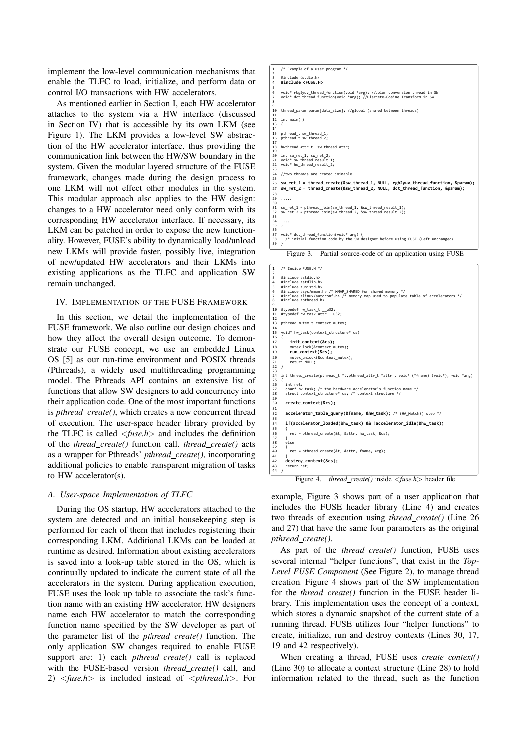implement the low-level communication mechanisms that enable the TLFC to load, initialize, and perform data or control I/O transactions with HW accelerators.

As mentioned earlier in Section I, each HW accelerator attaches to the system via a HW interface (discussed in Section IV) that is accessible by its own LKM (see Figure 1). The LKM provides a low-level SW abstraction of the HW accelerator interface, thus providing the communication link between the HW/SW boundary in the system. Given the modular layered structure of the FUSE framework, changes made during the design process to one LKM will not effect other modules in the system. This modular approach also applies to the HW design: changes to a HW accelerator need only conform with its corresponding HW accelerator interface. If necessary, its LKM can be patched in order to expose the new functionality. However, FUSE's ability to dynamically load/unload new LKMs will provide faster, possibly live, integration of new/updated HW accelerators and their LKMs into existing applications as the TLFC and application SW remain unchanged.

## IV. Implementation of the FUSE Framework

In this section, we detail the implementation of the FUSE framework. We also outline our design choices and how they affect the overall design outcome. To demonstrate our FUSE concept, we use an embedded Linux OS [5] as our run-time environment and POSIX threads (Pthreads), a widely used multithreading programming model. The Pthreads API contains an extensive list of functions that allow SW designers to add concurrency into their application code. One of the most important functions is *pthread_create()*, which creates a new concurrent thread of execution. The user-space header library provided by the TLFC is called *<fuse.h>* and includes the definition of the *thread_create()* function call. *thread_create()* acts as a wrapper for Pthreads' *pthread_create()*, incorporating additional policies to enable transparent migration of tasks to HW accelerator(s).

### A. User-space Implementation of TLFC

During the OS startup, HW accelerators attached to the system are detected and an initial housekeeping step is performed for each of them that includes registering their corresponding LKM. Additional LKMs can be loaded at runtime as desired. Information about existing accelerators is saved into a look-up table stored in the OS, which is continually updated to indicate the current state of all the accelerators in the system. During application execution, FUSE uses the look up table to associate the task's function name with an existing HW accelerator. HW designers name each HW accelerator to match the corresponding function name specified by the SW developer as part of the parameter list of the *pthread_create()* function. The only application SW changes required to enable FUSE support are: 1) each *pthread_create()* call is replaced with the FUSE-based version *thread_create()* call, and 2) *<fuse.h>* is included instead of *<pthread.h>*. For

```
1   /* Example of a user program */
2
3   #include <stdio.h>
4   #include <FUSE.H>
5
6   void* rbg2yuv_thread_function(void *arg); //color conversion thread in SW
7   void* dct_thread_function(void *arg); //Discrete-Cosine Transform in SW
8
9
10  thread_param param[data_size]; //global (shared between threads)
11
12  int main( )
13  {
14
15  pthread_t sw_thread_1;
16  pthread_t sw_thread_2;
17
18  hwthread_attr_t  sw_thread_attr;
19
20  int sw_ret_1, sw_ret_2;
21  void* sw_thread_result_1;
22  void* hw_thread_result_2;
23
24  //two threads are crated joinable.
25
26  sw_ret_1 = thread_create(&sw_thread_1, NULL, rgb2yuv_thread_function, &param);
27  sw_ret_2 = thread_create(&sw_thread_2, NULL, dct_thread_function, &param);
28
29  .....
30
31  sw_ret_1 = pthread_join(sw_thread_1, &sw_thread_result_1);
32  sw_ret_2 = pthread_join(sw_thread_2, &sw_thread_result_2);
33
34  ....
35  }
36
37  void* dct_thread_function(void* arg) {
38    /* initial function code by the SW designer before using FUSE (Left unchanged)
39  }
```

Figure 3. Partial source-code of an application using FUSE

```
1   /* Inside FUSE.H */
2
3   #include <stdio.h>
4   #include <stdlib.h>
5   #include <unistd.h>
6   #include <sys/mman.h> /* MMAP_SHARED for shared memory */
7   #include <linux/autoconf.h> /* memory map used to populate table of accelerators */
8   #include <pthread.h>
9
10  #typedef hw_task_t __u32;
11  #typedef hw_task_attr __u32;
12
13  pthread_mutex_t context_mutex;
14
15  void* hw_task(context_structure* cs)
16  {
17      init_context(&cs);
18      mutex_lock(&context_mutex);
19      run_context(&cs);
20      mutex_unlock(&context_mutex);
21      return NULL;
22  }
23
24  int thread_create(pthread_t *t,pthread_attr_t *attr , void* (*fname) (void*), void *arg)
25  {
26    int ret;
27    char* hw_task; /* the hardware accelerator's function name */
28    struct context_structure* cs; /* context structure */
29
30    create_context(&cs);
31
32    accelerator_table_query(&fname, &hw_task); /* (HA_Match?) step */
33
34    if(accelerator_loaded(&hw_task) && !accelerator_idle(&hw_task))
35    {
36      ret = pthread_create(&t, &attr, hw_task, &cs);
37    }
38    else
39    {
40      ret = pthread_create(&t, &attr, fname, arg);
41    }
42    destroy_context(&cs);
43    return ret;
44  }
```

Figure 4. *thread_create()* inside *<fuse.h>* header file

example, Figure 3 shows part of a user application that includes the FUSE header library (Line 4) and creates two threads of execution using *thread_create()* (Line 26 and 27) that have the same four parameters as the original *pthread_create()*.

As part of the *thread_create()* function, FUSE uses several internal "helper functions", that exist in the *Top-Level FUSE Component* (See Figure 2), to manage thread creation. Figure 4 shows part of the SW implementation for the *thread_create()* function in the FUSE header library. This implementation uses the concept of a context, which stores a dynamic snapshot of the current state of a running thread. FUSE utilizes four "helper functions" to create, initialize, run and destroy contexts (Lines 30, 17, 19 and 42 respectively).

When creating a thread, FUSE uses *create_context()* (Line 30) to allocate a context structure (Line 28) to hold information related to the thread, such as the function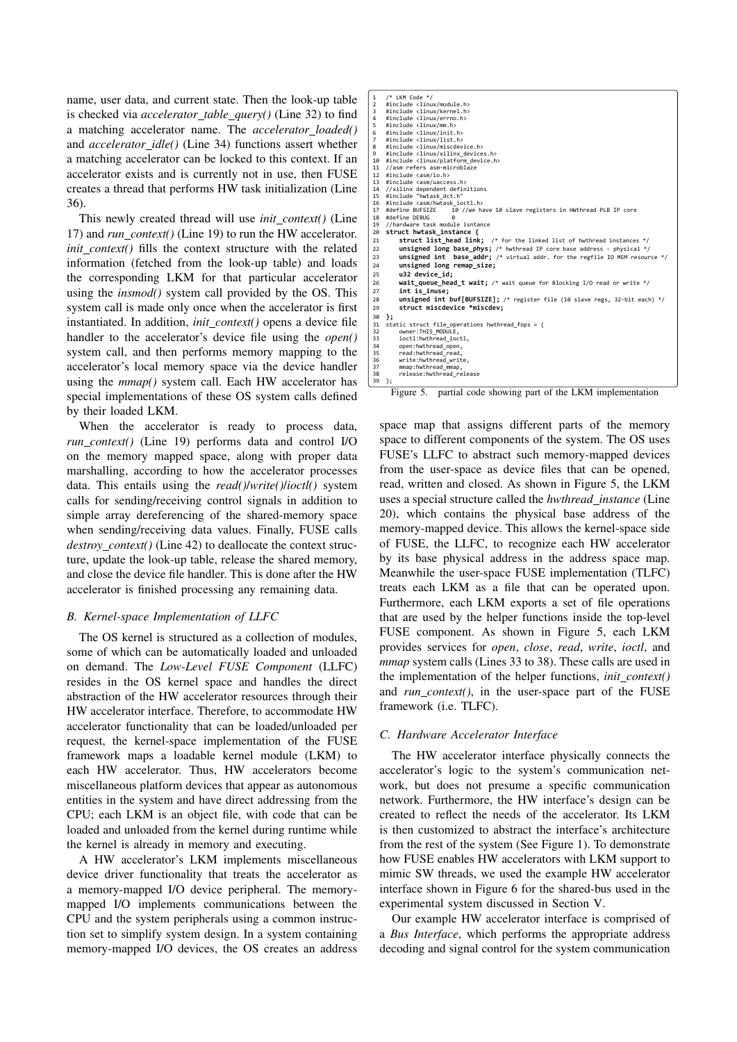name, user data, and current state. Then the look-up table is checked via *accelerator_table_query()* (Line 32) to find a matching accelerator name. The *accelerator_loaded()* and *accelerator_idle()* (Line 34) functions assert whether a matching accelerator can be locked to this context. If an accelerator exists and is currently not in use, then FUSE creates a thread that performs HW task initialization (Line 36).

This newly created thread will use *init_context()* (Line 17) and *run_context()* (Line 19) to run the HW accelerator. *init_context()* fills the context structure with the related information (fetched from the look-up table) and loads the corresponding LKM for that particular accelerator using the *insmod()* system call provided by the OS. This system call is made only once when the accelerator is first instantiated. In addition, *init_context()* opens a device file handler to the accelerator's device file using the *open()* system call, and then performs memory mapping to the accelerator's local memory space via the device handler using the *mmap()* system call. Each HW accelerator has special implementations of these OS system calls defined by their loaded LKM.

When the accelerator is ready to process data, *run_context()* (Line 19) performs data and control I/O on the memory mapped space, along with proper data marshalling, according to how the accelerator processes data. This entails using the *read()*/*write()*/*ioctl()* system calls for sending/receiving control signals in addition to simple array dereferencing of the shared-memory space when sending/receiving data values. Finally, FUSE calls *destroy_context()* (Line 42) to deallocate the context structure, update the look-up table, release the shared memory, and close the device file handler. This is done after the HW accelerator is finished processing any remaining data.

### B. Kernel-space Implementation of LLFC

The OS kernel is structured as a collection of modules, some of which can be automatically loaded and unloaded on demand. The *Low-Level FUSE Component* (LLFC) resides in the OS kernel space and handles the direct abstraction of the HW accelerator resources through their HW accelerator interface. Therefore, to accommodate HW accelerator functionality that can be loaded/unloaded per request, the kernel-space implementation of the FUSE framework maps a loadable kernel module (LKM) to each HW accelerator. Thus, HW accelerators become miscellaneous platform devices that appear as autonomous entities in the system and have direct addressing from the CPU; each LKM is an object file, with code that can be loaded and unloaded from the kernel during runtime while the kernel is already in memory and executing.

A HW accelerator's LKM implements miscellaneous device driver functionality that treats the accelerator as a memory-mapped I/O device peripheral. The memory-mapped I/O implements communications between the CPU and the system peripherals using a common instruction set to simplify system design. In a system containing memory-mapped I/O devices, the OS creates an address space map that assigns different parts of the memory space to different components of the system. The OS uses FUSE's LLFC to abstract such memory-mapped devices from the user-space as device files that can be opened, read, written and closed. As shown in Figure 5, the LKM uses a special structure called the *hwthread_instance* (Line 20), which contains the physical base address of the memory-mapped device. This allows the kernel-space side of FUSE, the LLFC, to recognize each HW accelerator by its base physical address in the address space map. Meanwhile the user-space FUSE implementation (TLFC) treats each LKM as a file that can be operated upon. Furthermore, each LKM exports a set of file operations that are used by the helper functions inside the top-level FUSE component. As shown in Figure 5, each LKM provides services for *open*, *close*, *read*, *write*, *ioctl*, and *mmap* system calls (Lines 33 to 38). These calls are used in the implementation of the helper functions, *init_context()* and *run_context()*, in the user-space part of the FUSE framework (i.e. TLFC).

```
1  /* LKM Code */
2  #include <linux/module.h>
3  #include <linux/kernel.h>
4  #include <linux/errno.h>
5  #include <linux/mm.h>
6  #include <linux/init.h>
7  #include <linux/list.h>
8  #include <linux/miscdevice.h>
9  #include <linux/xilinx_devices.h>
10 #include <linux/platform_device.h>
11 //asm refers asm-microblaze
12 #include <asm/io.h>
13 #include <asm/uaccess.h>
14 //xilinx dependent definitions
15 #include "hwtask_dct.h"
16 #include <asm/hwtask_ioctl.h>
17 #define BUFSIZE    10 //we have 10 slave registers in HWthread PLB IP core
18 #define DEBUG      0
19 //hardware task module isntance
20 struct hwtask_instance {
21     struct list_head link;  /* for the linked list of hwthread instances */
22     unsigned long base_phys; /* hwthread IP core base address - physical */
23     unsigned int  base_addr; /* virtual addr. for the regfile IO MEM resource */
24     unsigned long remap_size;
25     u32 device_id;
26     wait_queue_head_t wait; /* wait queue for Blocking I/O read or write */
27     int is_inuse;
28     unsigned int buf[BUFSIZE]; /* register file (10 slave regs, 32-bit each) */
29     struct miscdevice *miscdev;
30 };
31 static struct file_operations hwthread_fops = {
32     owner:THIS_MODULE,
33     ioctl:hwthread_ioctl,
34     open:hwthread_open,
35     read:hwthread_read,
36     write:hwthread_write,
37     mmap:hwthread_mmap,
38     release:hwthread_release
39 };
```

Figure 5. partial code showing part of the LKM implementation

### C. Hardware Accelerator Interface

The HW accelerator interface physically connects the accelerator's logic to the system's communication network, but does not presume a specific communication network. Furthermore, the HW interface's design can be created to reflect the needs of the accelerator. Its LKM is then customized to abstract the interface's architecture from the rest of the system (See Figure 1). To demonstrate how FUSE enables HW accelerators with LKM support to mimic SW threads, we used the example HW accelerator interface shown in Figure 6 for the shared-bus used in the experimental system discussed in Section V.

Our example HW accelerator interface is comprised of a *Bus Interface*, which performs the appropriate address decoding and signal control for the system communication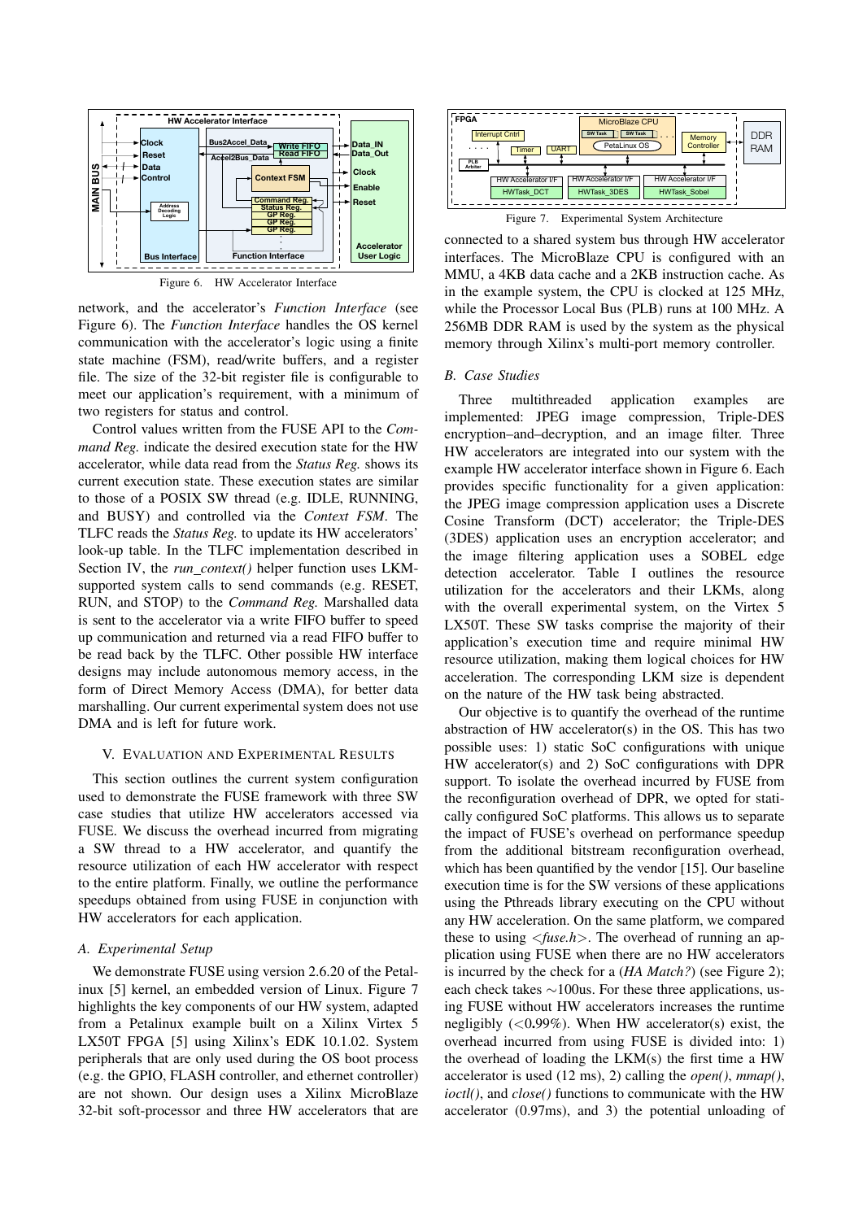Figure 6. HW Accelerator Interface

network, and the accelerator's *Function Interface* (see Figure 6). The *Function Interface* handles the OS kernel communication with the accelerator's logic using a finite state machine (FSM), read/write buffers, and a register file. The size of the 32-bit register file is configurable to meet our application's requirement, with a minimum of two registers for status and control.

Control values written from the FUSE API to the *Command Reg.* indicate the desired execution state for the HW accelerator, while data read from the *Status Reg.* shows its current execution state. These execution states are similar to those of a POSIX SW thread (e.g. IDLE, RUNNING, and BUSY) and controlled via the *Context FSM*. The TLFC reads the *Status Reg.* to update its HW accelerators' look-up table. In the TLFC implementation described in Section IV, the *run_context()* helper function uses LKM-supported system calls to send commands (e.g. RESET, RUN, and STOP) to the *Command Reg.* Marshalled data is sent to the accelerator via a write FIFO buffer to speed up communication and returned via a read FIFO buffer to be read back by the TLFC. Other possible HW interface designs may include autonomous memory access, in the form of Direct Memory Access (DMA), for better data marshalling. Our current experimental system does not use DMA and is left for future work.

## V. Evaluation and Experimental Results

This section outlines the current system configuration used to demonstrate the FUSE framework with three SW case studies that utilize HW accelerators accessed via FUSE. We discuss the overhead incurred from migrating a SW thread to a HW accelerator, and quantify the resource utilization of each HW accelerator with respect to the entire platform. Finally, we outline the performance speedups obtained from using FUSE in conjunction with HW accelerators for each application.

### A. Experimental Setup

We demonstrate FUSE using version 2.6.20 of the Petalinux [5] kernel, an embedded version of Linux. Figure 7 highlights the key components of our HW system, adapted from a Petalinux example built on a Xilinx Virtex 5 LX50T FPGA [5] using Xilinx's EDK 10.1.02. System peripherals that are only used during the OS boot process (e.g. the GPIO, FLASH controller, and ethernet controller) are not shown. Our design uses a Xilinx MicroBlaze 32-bit soft-processor and three HW accelerators that are connected to a shared system bus through HW accelerator interfaces. The MicroBlaze CPU is configured with an MMU, a 4KB data cache and a 2KB instruction cache. As in the example system, the CPU is clocked at 125 MHz, while the Processor Local Bus (PLB) runs at 100 MHz. A 256MB DDR RAM is used by the system as the physical memory through Xilinx's multi-port memory controller.

Figure 7. Experimental System Architecture

### B. Case Studies

Three multithreaded application examples are implemented: JPEG image compression, Triple-DES encryption–and–decryption, and an image filter. Three HW accelerators are integrated into our system with the example HW accelerator interface shown in Figure 6. Each provides specific functionality for a given application: the JPEG image compression application uses a Discrete Cosine Transform (DCT) accelerator; the Triple-DES (3DES) application uses an encryption accelerator; and the image filtering application uses a SOBEL edge detection accelerator. Table I outlines the resource utilization for the accelerators and their LKMs, along with the overall experimental system, on the Virtex 5 LX50T. These SW tasks comprise the majority of their application's execution time and require minimal HW resource utilization, making them logical choices for HW acceleration. The corresponding LKM size is dependent on the nature of the HW task being abstracted.

Our objective is to quantify the overhead of the runtime abstraction of HW accelerator(s) in the OS. This has two possible uses: 1) static SoC configurations with unique HW accelerator(s) and 2) SoC configurations with DPR support. To isolate the overhead incurred by FUSE from the reconfiguration overhead of DPR, we opted for statically configured SoC platforms. This allows us to separate the impact of FUSE's overhead on performance speedup from the additional bitstream reconfiguration overhead, which has been quantified by the vendor [15]. Our baseline execution time is for the SW versions of these applications using the Pthreads library executing on the CPU without any HW acceleration. On the same platform, we compared these to using <*fuse.h*>. The overhead of running an application using FUSE when there are no HW accelerators is incurred by the check for a (*HA Match?*) (see Figure 2); each check takes ∼100us. For these three applications, using FUSE without HW accelerators increases the runtime negligibly (<**0**.99%). When HW accelerator(s) exist, the overhead incurred from using FUSE is divided into: 1) the overhead of loading the LKM(s) the first time a HW accelerator is used (12 ms), 2) calling the *open()*, *mmap()*, *ioctl()*, and *close()* functions to communicate with the HW accelerator (0.97ms), and 3) the potential unloading of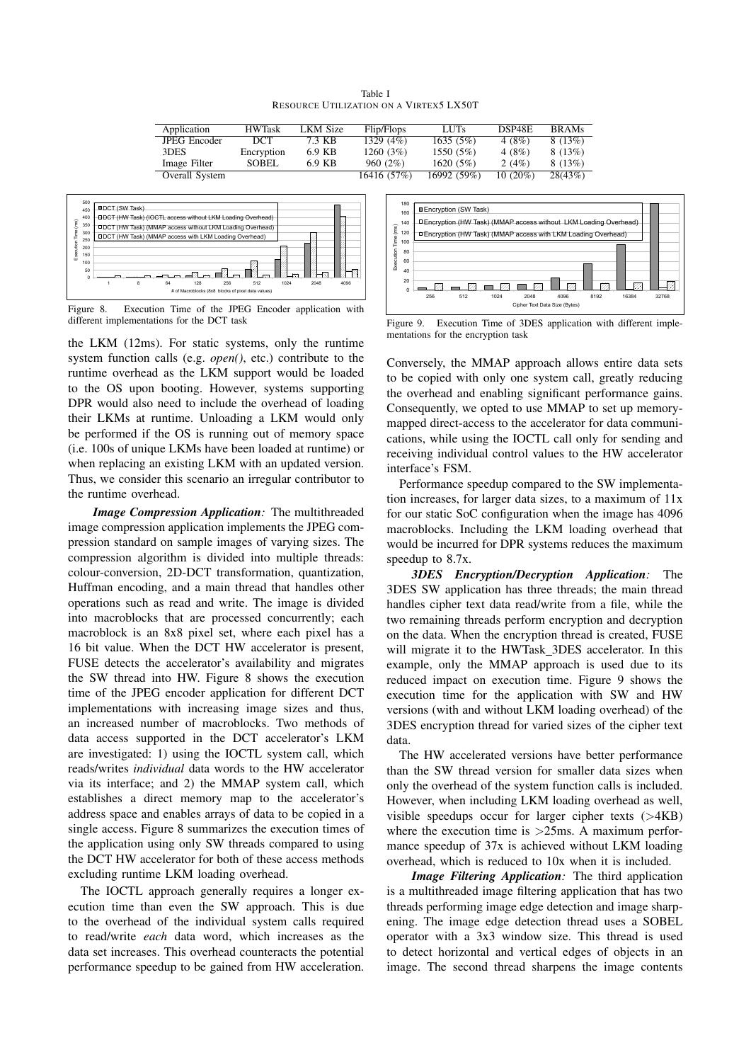Table I
RESOURCE UTILIZATION ON A VIRTEX5 LX50T

| Application | HWTask | LKM Size | Flip/Flops | LUTs | DSP48E | BRAMs |
|---|---|---|---|---|---|---|
| JPEG Encoder | DCT | 7.3 KB | 1329 (4%) | 1635 (5%) | 4 (8%) | 8 (13%) |
| 3DES | Encryption | 6.9 KB | 1260 (3%) | 1550 (5%) | 4 (8%) | 8 (13%) |
| Image Filter | SOBEL | 6.9 KB | 960 (2%) | 1620 (5%) | 2 (4%) | 8 (13%) |
| Overall System | | | 16416 (57%) | 16992 (59%) | 10 (20%) | 28(43%) |

Figure 8. Execution Time of the JPEG Encoder application with different implementations for the DCT task

Figure 9. Execution Time of 3DES application with different implementations for the encryption task

the LKM (12ms). For static systems, only the runtime system function calls (e.g. *open()*, etc.) contribute to the runtime overhead as the LKM support would be loaded to the OS upon booting. However, systems supporting DPR would also need to include the overhead of loading their LKMs at runtime. Unloading a LKM would only be performed if the OS is running out of memory space (i.e. 100s of unique LKMs have been loaded at runtime) or when replacing an existing LKM with an updated version. Thus, we consider this scenario an irregular contributor to the runtime overhead.

***Image Compression Application:*** The multithreaded image compression application implements the JPEG compression standard on sample images of varying sizes. The compression algorithm is divided into multiple threads: colour-conversion, 2D-DCT transformation, quantization, Huffman encoding, and a main thread that handles other operations such as read and write. The image is divided into macroblocks that are processed concurrently; each macroblock is an 8x8 pixel set, where each pixel has a 16 bit value. When the DCT HW accelerator is present, FUSE detects the accelerator's availability and migrates the SW thread into HW. Figure 8 shows the execution time of the JPEG encoder application for different DCT implementations with increasing image sizes and thus, an increased number of macroblocks. Two methods of data access supported in the DCT accelerator's LKM are investigated: 1) using the IOCTL system call, which reads/writes *individual* data words to the HW accelerator via its interface; and 2) the MMAP system call, which establishes a direct memory map to the accelerator's address space and enables arrays of data to be copied in a single access. Figure 8 summarizes the execution times of the application using only SW threads compared to using the DCT HW accelerator for both of these access methods excluding runtime LKM loading overhead.

The IOCTL approach generally requires a longer execution time than even the SW approach. This is due to the overhead of the individual system calls required to read/write *each* data word, which increases as the data set increases. This overhead counteracts the potential performance speedup to be gained from HW acceleration. Conversely, the MMAP approach allows entire data sets to be copied with only one system call, greatly reducing the overhead and enabling significant performance gains. Consequently, we opted to use MMAP to set up memory-mapped direct-access to the accelerator for data communications, while using the IOCTL call only for sending and receiving individual control values to the HW accelerator interface's FSM.

Performance speedup compared to the SW implementation increases, for larger data sizes, to a maximum of 11x for our static SoC configuration when the image has 4096 macroblocks. Including the LKM loading overhead that would be incurred for DPR systems reduces the maximum speedup to 8.7x.

***3DES Encryption/Decryption Application:*** The 3DES SW application has three threads; the main thread handles cipher text data read/write from a file, while the two remaining threads perform encryption and decryption on the data. When the encryption thread is created, FUSE will migrate it to the HWTask_3DES accelerator. In this example, only the MMAP approach is used due to its reduced impact on execution time. Figure 9 shows the execution time for the application with SW and HW versions (with and without LKM loading overhead) of the 3DES encryption thread for varied sizes of the cipher text data.

The HW accelerated versions have better performance than the SW thread version for smaller data sizes when only the overhead of the system function calls is included. However, when including LKM loading overhead as well, visible speedups occur for larger cipher texts (>4KB) where the execution time is >25ms. A maximum performance speedup of 37x is achieved without LKM loading overhead, which is reduced to 10x when it is included.

***Image Filtering Application:*** The third application is a multithreaded image filtering application that has two threads performing image edge detection and image sharpening. The image edge detection thread uses a SOBEL operator with a 3x3 window size. This thread is used to detect horizontal and vertical edges of objects in an image. The second thread sharpens the image contents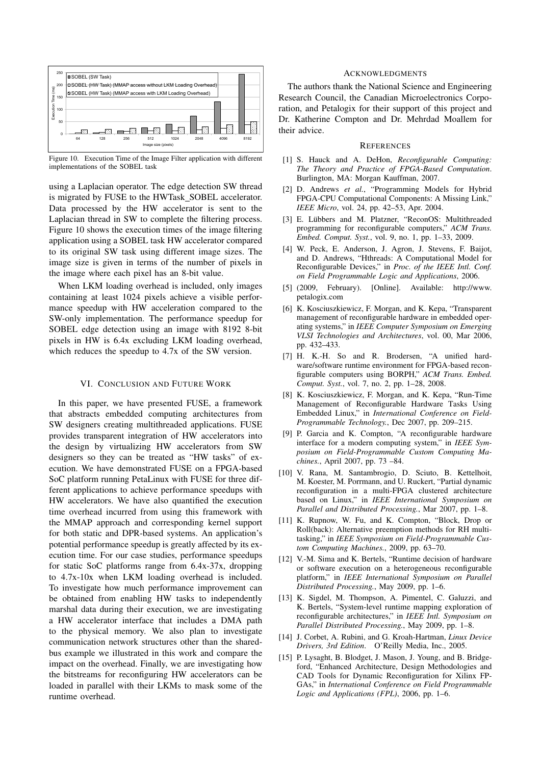250

SOBEL (SW Task)

SOBEL (HW Task) (MMAP access without LKM Loading Overhead)

SOBEL (HW Task) (MMAP access with LKM Loading Overhead)

200

150

100

50

0

Execution Time (ms)

64 128 256 512 1024 2048 4096 8192

Image size (pixels)

Figure 10. Execution Time of the Image Filter application with different implementations of the SOBEL task

using a Laplacian operator. The edge detection SW thread is migrated by FUSE to the HWTask_SOBEL accelerator. Data processed by the HW accelerator is sent to the Laplacian thread in SW to complete the filtering process. Figure 10 shows the execution times of the image filtering application using a SOBEL task HW accelerator compared to its original SW task using different image sizes. The image size is given in terms of the number of pixels in the image where each pixel has an 8-bit value.

When LKM loading overhead is included, only images containing at least 1024 pixels achieve a visible performance speedup with HW acceleration compared to the SW-only implementation. The performance speedup for SOBEL edge detection using an image with 8192 8-bit pixels in HW is 6.4x excluding LKM loading overhead, which reduces the speedup to 4.7x of the SW version.

## VI. Conclusion and Future Work

In this paper, we have presented FUSE, a framework that abstracts embedded computing architectures from SW designers creating multithreaded applications. FUSE provides transparent integration of HW accelerators into the design by virtualizing HW accelerators from SW designers so they can be treated as "HW tasks" of execution. We have demonstrated FUSE on a FPGA-based SoC platform running PetaLinux with FUSE for three different applications to achieve performance speedups with HW accelerators. We have also quantified the execution time overhead incurred from using this framework with the MMAP approach and corresponding kernel support for both static and DPR-based systems. An application's potential performance speedup is greatly affected by its execution time. For our case studies, performance speedups for static SoC platforms range from 6.4x-37x, dropping to 4.7x-10x when LKM loading overhead is included. To investigate how much performance improvement can be obtained from enabling HW tasks to independently marshal data during their execution, we are investigating a HW accelerator interface that includes a DMA path to the physical memory. We also plan to investigate communication network structures other than the shared-bus example we illustrated in this work and compare the impact on the overhead. Finally, we are investigating how the bitstreams for reconfiguring HW accelerators can be loaded in parallel with their LKMs to mask some of the runtime overhead.

## Acknowledgments

The authors thank the National Science and Engineering Research Council, the Canadian Microelectronics Corporation, and Petalogix for their support of this project and Dr. Katherine Compton and Dr. Mehrdad Moallem for their advice.

## References

[1] S. Hauck and A. DeHon, *Reconfigurable Computing: The Theory and Practice of FPGA-Based Computation*. Burlington, MA: Morgan Kauffman, 2007.

[2] D. Andrews *et al.*, "Programming Models for Hybrid FPGA-CPU Computational Components: A Missing Link," *IEEE Micro*, vol. 24, pp. 42–53, Apr. 2004.

[3] E. Lübbers and M. Platzner, "ReconOS: Multithreaded programming for reconfigurable computers," *ACM Trans. Embed. Comput. Syst.*, vol. 9, no. 1, pp. 1–33, 2009.

[4] W. Peck, E. Anderson, J. Agron, J. Stevens, F. Baijot, and D. Andrews, "Hthreads: A Computational Model for Reconfigurable Devices," in *Proc. of the IEEE Intl. Conf. on Field Programmable Logic and Applications*, 2006.

[5] (2009, February). [Online]. Available: http://www.petalogix.com

[6] K. Kosciuszkiewicz, F. Morgan, and K. Kepa, "Transparent management of reconfigurable hardware in embedded operating systems," in *IEEE Computer Symposium on Emerging VLSI Technologies and Architectures*, vol. 00, Mar 2006, pp. 432–433.

[7] H. K.-H. So and R. Brodersen, "A unified hardware/software runtime environment for FPGA-based reconfigurable computers using BORPH," *ACM Trans. Embed. Comput. Syst.*, vol. 7, no. 2, pp. 1–28, 2008.

[8] K. Kosciuszkiewicz, F. Morgan, and K. Kepa, "Run-Time Management of Reconfigurable Hardware Tasks Using Embedded Linux," in *International Conference on Field-Programmable Technology.*, Dec 2007, pp. 209–215.

[9] P. Garcia and K. Compton, "A reconfigurable hardware interface for a modern computing system," in *IEEE Symposium on Field-Programmable Custom Computing Machines.*, April 2007, pp. 73 –84.

[10] V. Rana, M. Santambrogio, D. Sciuto, B. Kettelhoit, M. Koester, M. Porrmann, and U. Ruckert, "Partial dynamic reconfiguration in a multi-FPGA clustered architecture based on Linux," in *IEEE International Symposium on Parallel and Distributed Processing.*, Mar 2007, pp. 1–8.

[11] K. Rupnow, W. Fu, and K. Compton, "Block, Drop or Roll(back): Alternative preemption methods for RH multitasking," in *IEEE Symposium on Field-Programmable Custom Computing Machines.*, 2009, pp. 63–70.

[12] V.-M. Sima and K. Bertels, "Runtime decision of hardware or software execution on a heterogeneous reconfigurable platform," in *IEEE International Symposium on Parallel Distributed Processing.*, May 2009, pp. 1–6.

[13] K. Sigdel, M. Thompson, A. Pimentel, C. Galuzzi, and K. Bertels, "System-level runtime mapping exploration of reconfigurable architectures," in *IEEE Intl. Symposium on Parallel Distributed Processing.*, May 2009, pp. 1–8.

[14] J. Corbet, A. Rubini, and G. Kroah-Hartman, *Linux Device Drivers, 3rd Edition*. O'Reilly Media, Inc., 2005.

[15] P. Lysaght, B. Blodget, J. Mason, J. Young, and B. Bridgeford, "Enhanced Architecture, Design Methodologies and CAD Tools for Dynamic Reconfiguration for Xilinx FPGAs," in *International Conference on Field Programmable Logic and Applications (FPL)*, 2006, pp. 1–6.